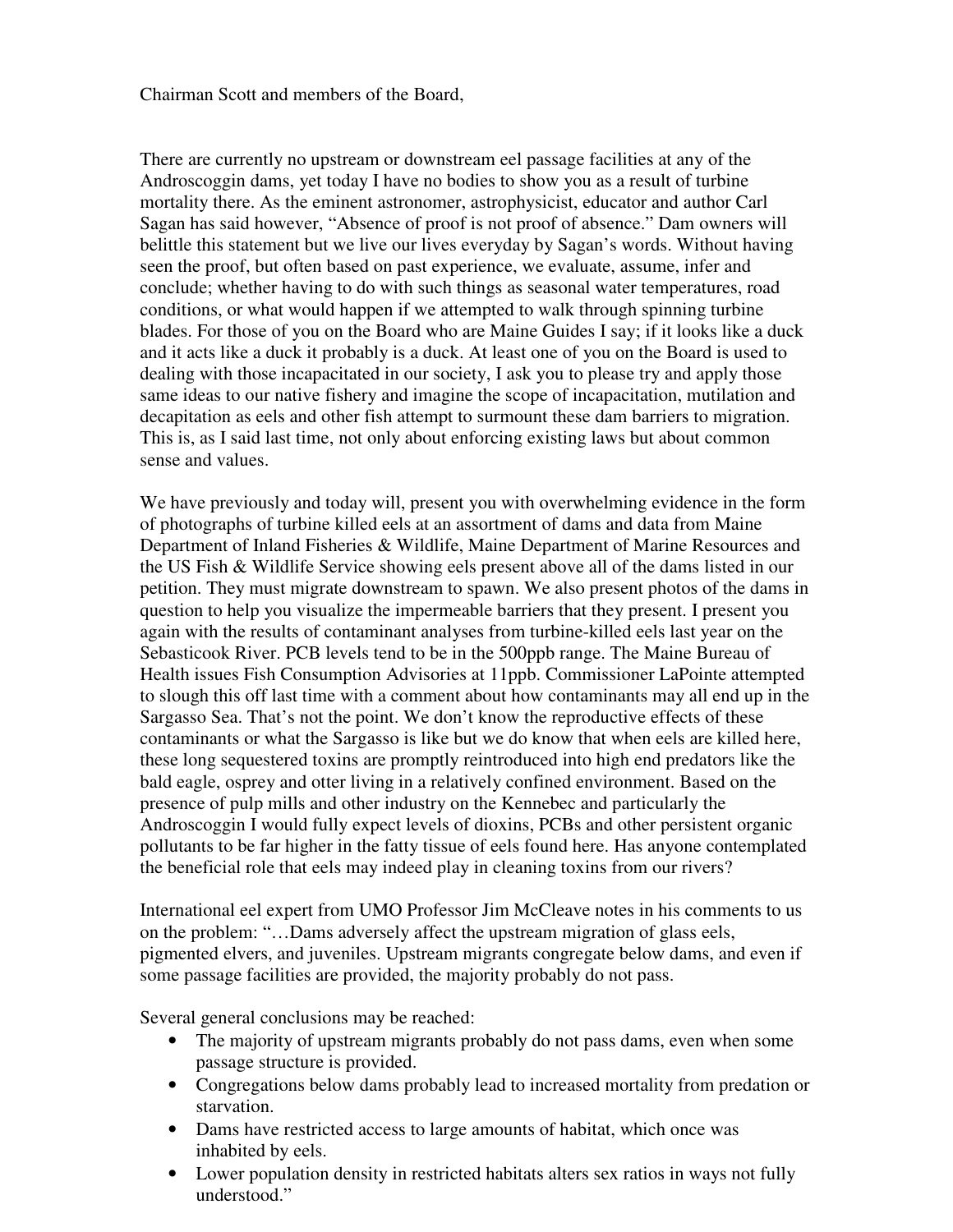Chairman Scott and members of the Board,

There are currently no upstream or downstream eel passage facilities at any of the Androscoggin dams, yet today I have no bodies to show you as a result of turbine mortality there. As the eminent astronomer, astrophysicist, educator and author Carl Sagan has said however, "Absence of proof is not proof of absence." Dam owners will belittle this statement but we live our lives everyday by Sagan's words. Without having seen the proof, but often based on past experience, we evaluate, assume, infer and conclude; whether having to do with such things as seasonal water temperatures, road conditions, or what would happen if we attempted to walk through spinning turbine blades. For those of you on the Board who are Maine Guides I say; if it looks like a duck and it acts like a duck it probably is a duck. At least one of you on the Board is used to dealing with those incapacitated in our society, I ask you to please try and apply those same ideas to our native fishery and imagine the scope of incapacitation, mutilation and decapitation as eels and other fish attempt to surmount these dam barriers to migration. This is, as I said last time, not only about enforcing existing laws but about common sense and values.

We have previously and today will, present you with overwhelming evidence in the form of photographs of turbine killed eels at an assortment of dams and data from Maine Department of Inland Fisheries & Wildlife, Maine Department of Marine Resources and the US Fish & Wildlife Service showing eels present above all of the dams listed in our petition. They must migrate downstream to spawn. We also present photos of the dams in question to help you visualize the impermeable barriers that they present. I present you again with the results of contaminant analyses from turbine-killed eels last year on the Sebasticook River. PCB levels tend to be in the 500ppb range. The Maine Bureau of Health issues Fish Consumption Advisories at 11ppb. Commissioner LaPointe attempted to slough this off last time with a comment about how contaminants may all end up in the Sargasso Sea. That's not the point. We don't know the reproductive effects of these contaminants or what the Sargasso is like but we do know that when eels are killed here, these long sequestered toxins are promptly reintroduced into high end predators like the bald eagle, osprey and otter living in a relatively confined environment. Based on the presence of pulp mills and other industry on the Kennebec and particularly the Androscoggin I would fully expect levels of dioxins, PCBs and other persistent organic pollutants to be far higher in the fatty tissue of eels found here. Has anyone contemplated the beneficial role that eels may indeed play in cleaning toxins from our rivers?

International eel expert from UMO Professor Jim McCleave notes in his comments to us on the problem: "…Dams adversely affect the upstream migration of glass eels, pigmented elvers, and juveniles. Upstream migrants congregate below dams, and even if some passage facilities are provided, the majority probably do not pass.

Several general conclusions may be reached:

- The majority of upstream migrants probably do not pass dams, even when some passage structure is provided.
- Congregations below dams probably lead to increased mortality from predation or starvation.
- Dams have restricted access to large amounts of habitat, which once was inhabited by eels.
- Lower population density in restricted habitats alters sex ratios in ways not fully understood."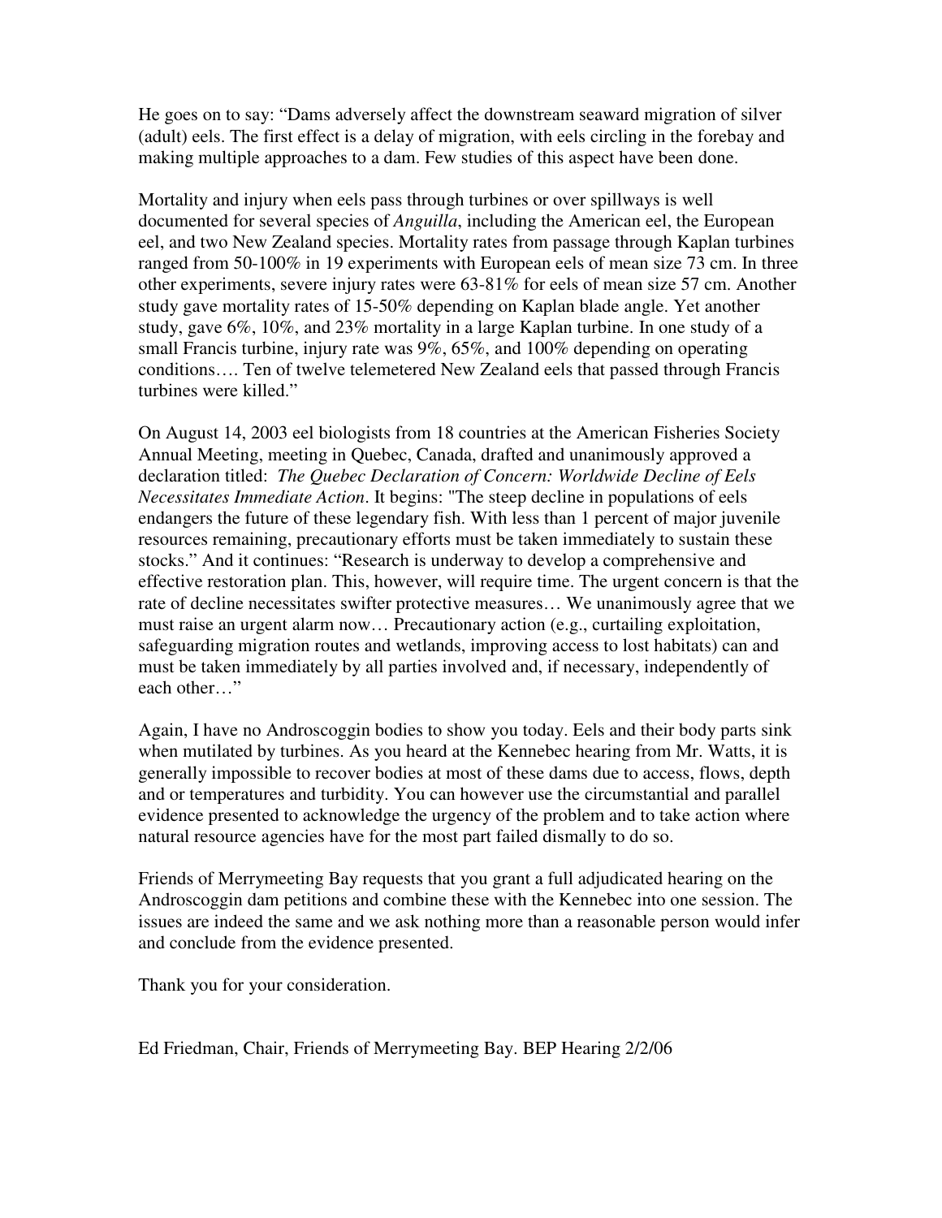He goes on to say: "Dams adversely affect the downstream seaward migration of silver (adult) eels. The first effect is a delay of migration, with eels circling in the forebay and making multiple approaches to a dam. Few studies of this aspect have been done.

Mortality and injury when eels pass through turbines or over spillways is well documented for several species of *Anguilla*, including the American eel, the European eel, and two New Zealand species. Mortality rates from passage through Kaplan turbines ranged from 50-100% in 19 experiments with European eels of mean size 73 cm. In three other experiments, severe injury rates were 63-81% for eels of mean size 57 cm. Another study gave mortality rates of 15-50% depending on Kaplan blade angle. Yet another study, gave 6%, 10%, and 23% mortality in a large Kaplan turbine. In one study of a small Francis turbine, injury rate was 9%, 65%, and 100% depending on operating conditions…. Ten of twelve telemetered New Zealand eels that passed through Francis turbines were killed."

On August 14, 2003 eel biologists from 18 countries at the American Fisheries Society Annual Meeting, meeting in Quebec, Canada, drafted and unanimously approved a declaration titled: *The Quebec Declaration of Concern: Worldwide Decline of Eels Necessitates Immediate Action*. It begins: "The steep decline in populations of eels endangers the future of these legendary fish. With less than 1 percent of major juvenile resources remaining, precautionary efforts must be taken immediately to sustain these stocks." And it continues: "Research is underway to develop a comprehensive and effective restoration plan. This, however, will require time. The urgent concern is that the rate of decline necessitates swifter protective measures… We unanimously agree that we must raise an urgent alarm now… Precautionary action (e.g., curtailing exploitation, safeguarding migration routes and wetlands, improving access to lost habitats) can and must be taken immediately by all parties involved and, if necessary, independently of each other…"

Again, I have no Androscoggin bodies to show you today. Eels and their body parts sink when mutilated by turbines. As you heard at the Kennebec hearing from Mr. Watts, it is generally impossible to recover bodies at most of these dams due to access, flows, depth and or temperatures and turbidity. You can however use the circumstantial and parallel evidence presented to acknowledge the urgency of the problem and to take action where natural resource agencies have for the most part failed dismally to do so.

Friends of Merrymeeting Bay requests that you grant a full adjudicated hearing on the Androscoggin dam petitions and combine these with the Kennebec into one session. The issues are indeed the same and we ask nothing more than a reasonable person would infer and conclude from the evidence presented.

Thank you for your consideration.

Ed Friedman, Chair, Friends of Merrymeeting Bay. BEP Hearing 2/2/06